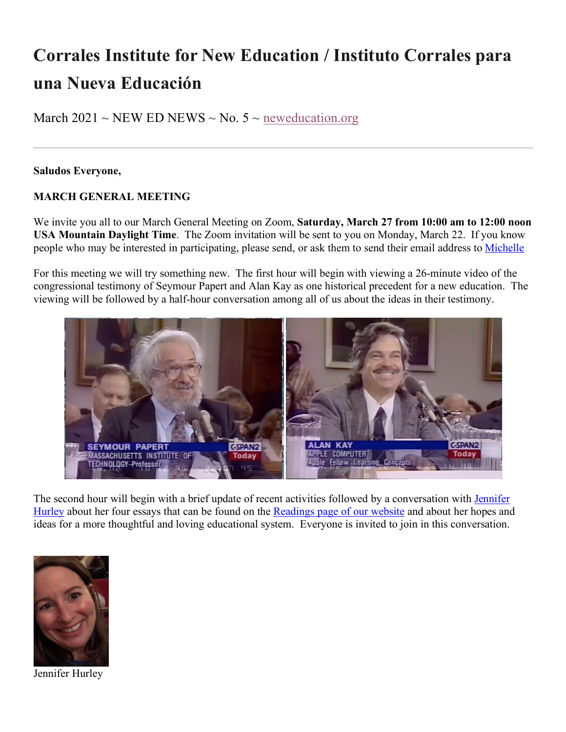# Corrales Institute for New Education / Instituto Corrales para una Nueva Educación

March 2021 ~ NEW ED NEWS ~ No. 5 ~ neweducation.org

---

**Saludos Everyone,**

**MARCH GENERAL MEETING**

We invite you all to our March General Meeting on Zoom, **Saturday, March 27 from 10:00 am to 12:00 noon USA Mountain Daylight Time**. The Zoom invitation will be sent to you on Monday, March 22. If you know people who may be interested in participating, please send, or ask them to send their email address to Michelle

For this meeting we will try something new. The first hour will begin with viewing a 26-minute video of the congressional testimony of Seymour Papert and Alan Kay as one historical precedent for a new education. The viewing will be followed by a half-hour conversation among all of us about the ideas in their testimony.

The second hour will begin with a brief update of recent activities followed by a conversation with Jennifer Hurley about her four essays that can be found on the Readings page of our website and about her hopes and ideas for a more thoughtful and loving educational system. Everyone is invited to join in this conversation.

Jennifer Hurley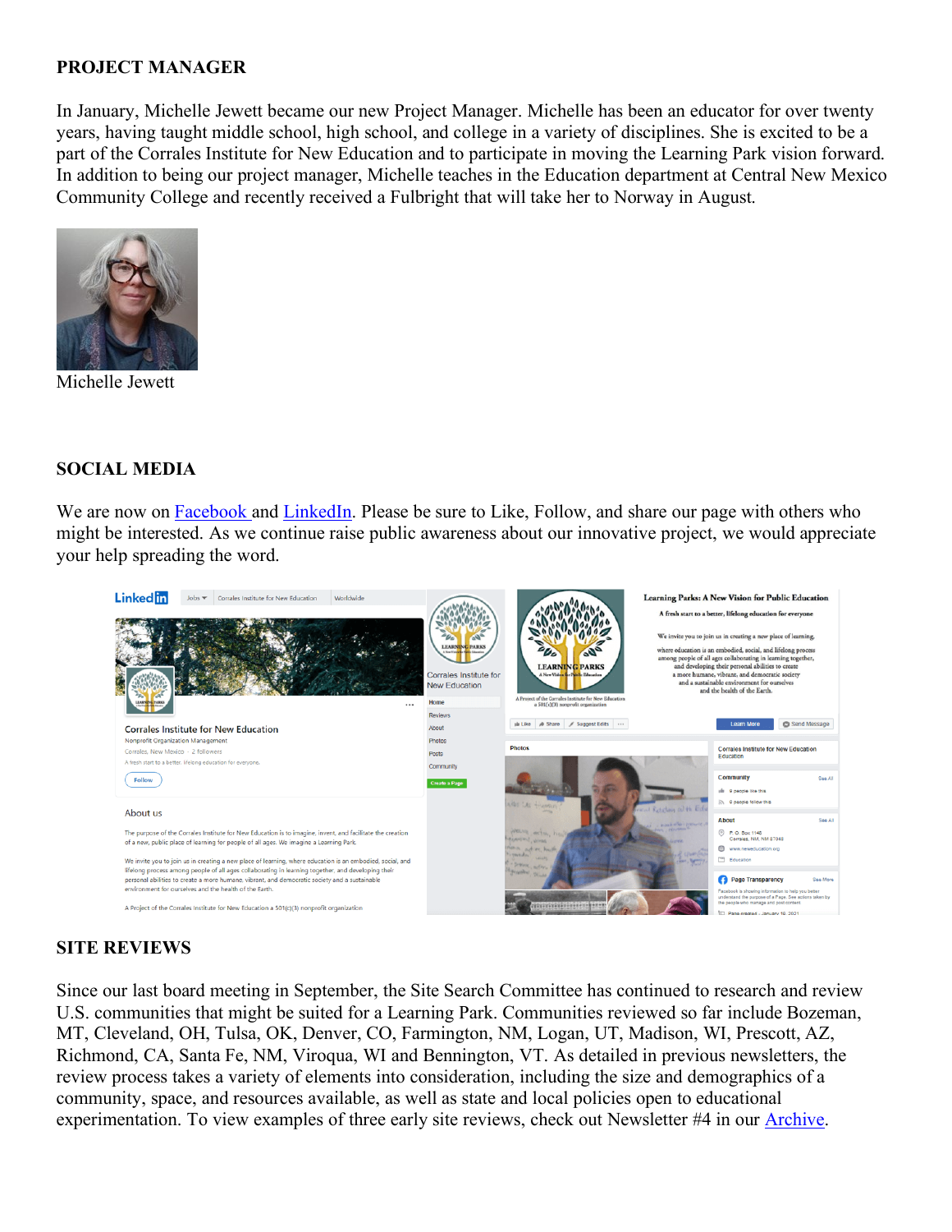**PROJECT MANAGER**

In January, Michelle Jewett became our new Project Manager. Michelle has been an educator for over twenty years, having taught middle school, high school, and college in a variety of disciplines. She is excited to be a part of the Corrales Institute for New Education and to participate in moving the Learning Park vision forward. In addition to being our project manager, Michelle teaches in the Education department at Central New Mexico Community College and recently received a Fulbright that will take her to Norway in August.

Michelle Jewett

**SOCIAL MEDIA**

We are now on Facebook and LinkedIn. Please be sure to Like, Follow, and share our page with others who might be interested. As we continue raise public awareness about our innovative project, we would appreciate your help spreading the word.

**SITE REVIEWS**

Since our last board meeting in September, the Site Search Committee has continued to research and review U.S. communities that might be suited for a Learning Park. Communities reviewed so far include Bozeman, MT, Cleveland, OH, Tulsa, OK, Denver, CO, Farmington, NM, Logan, UT, Madison, WI, Prescott, AZ, Richmond, CA, Santa Fe, NM, Viroqua, WI and Bennington, VT. As detailed in previous newsletters, the review process takes a variety of elements into consideration, including the size and demographics of a community, space, and resources available, as well as state and local policies open to educational experimentation. To view examples of three early site reviews, check out Newsletter #4 in our Archive.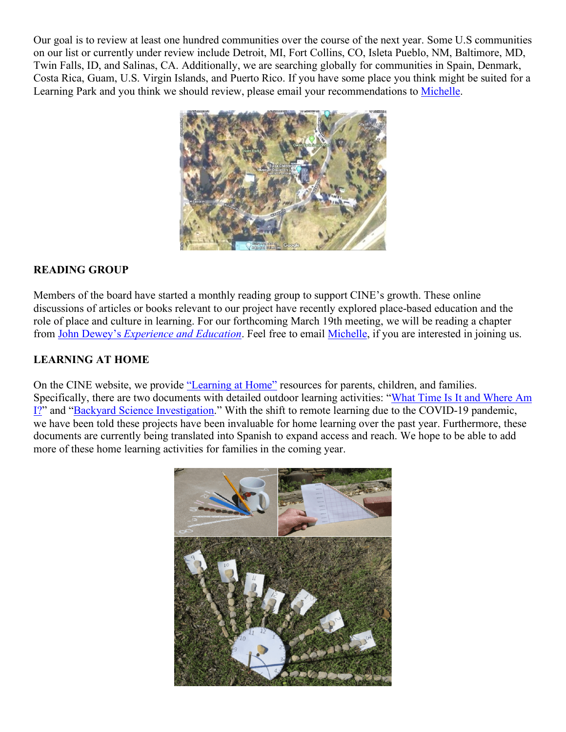Our goal is to review at least one hundred communities over the course of the next year. Some U.S communities on our list or currently under review include Detroit, MI, Fort Collins, CO, Isleta Pueblo, NM, Baltimore, MD, Twin Falls, ID, and Salinas, CA. Additionally, we are searching globally for communities in Spain, Denmark, Costa Rica, Guam, U.S. Virgin Islands, and Puerto Rico. If you have some place you think might be suited for a Learning Park and you think we should review, please email your recommendations to Michelle.

**READING GROUP**

Members of the board have started a monthly reading group to support CINE's growth. These online discussions of articles or books relevant to our project have recently explored place-based education and the role of place and culture in learning. For our forthcoming March 19th meeting, we will be reading a chapter from John Dewey's *Experience and Education*. Feel free to email Michelle, if you are interested in joining us.

**LEARNING AT HOME**

On the CINE website, we provide "Learning at Home" resources for parents, children, and families. Specifically, there are two documents with detailed outdoor learning activities: "What Time Is It and Where Am I?" and "Backyard Science Investigation." With the shift to remote learning due to the COVID-19 pandemic, we have been told these projects have been invaluable for home learning over the past year. Furthermore, these documents are currently being translated into Spanish to expand access and reach. We hope to be able to add more of these home learning activities for families in the coming year.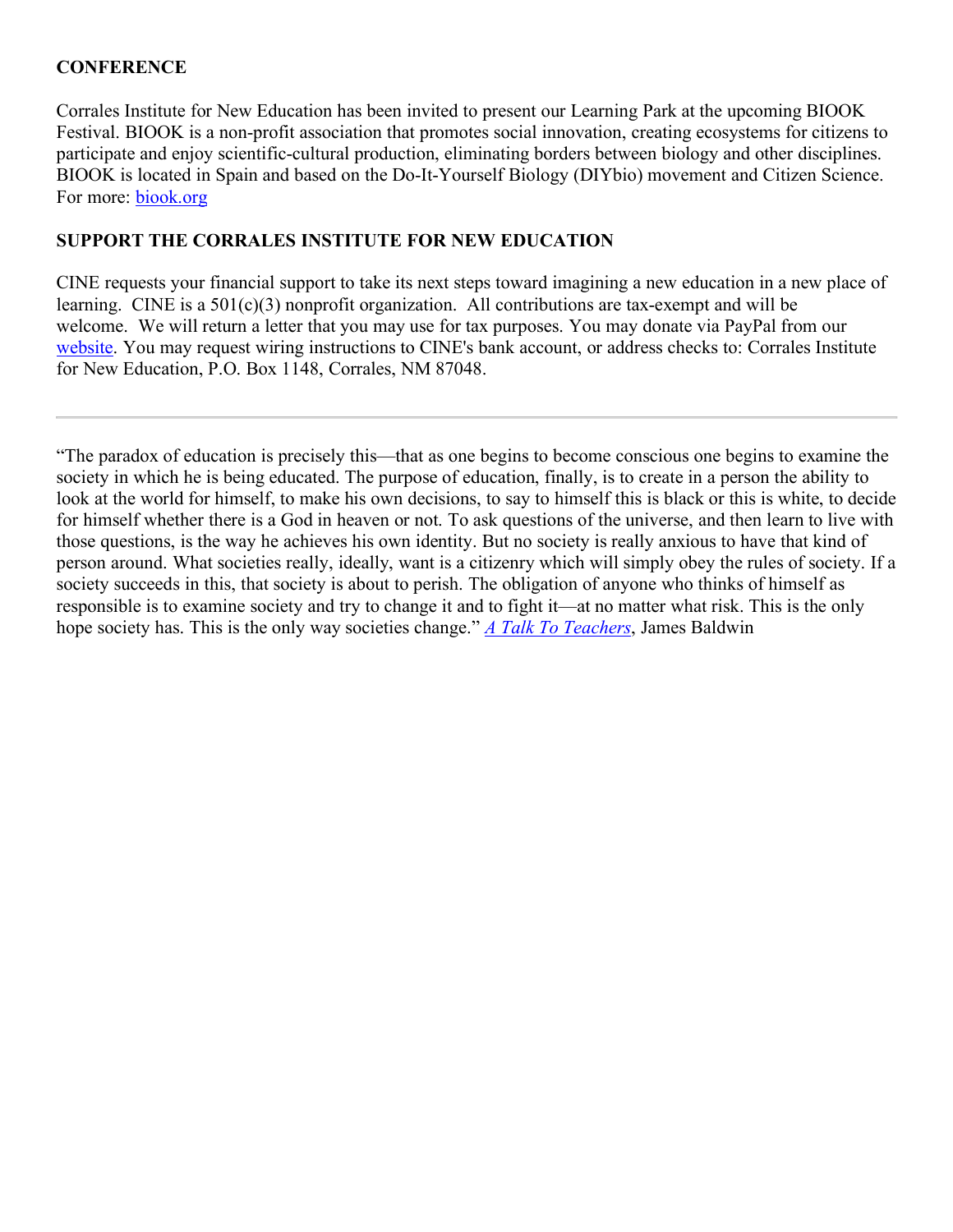**CONFERENCE**

Corrales Institute for New Education has been invited to present our Learning Park at the upcoming BIOOK Festival. BIOOK is a non-profit association that promotes social innovation, creating ecosystems for citizens to participate and enjoy scientific-cultural production, eliminating borders between biology and other disciplines. BIOOK is located in Spain and based on the Do-It-Yourself Biology (DIYbio) movement and Citizen Science. For more: biook.org

**SUPPORT THE CORRALES INSTITUTE FOR NEW EDUCATION**

CINE requests your financial support to take its next steps toward imagining a new education in a new place of learning. CINE is a 501(c)(3) nonprofit organization. All contributions are tax-exempt and will be welcome. We will return a letter that you may use for tax purposes. You may donate via PayPal from our website. You may request wiring instructions to CINE's bank account, or address checks to: Corrales Institute for New Education, P.O. Box 1148, Corrales, NM 87048.

---

"The paradox of education is precisely this—that as one begins to become conscious one begins to examine the society in which he is being educated. The purpose of education, finally, is to create in a person the ability to look at the world for himself, to make his own decisions, to say to himself this is black or this is white, to decide for himself whether there is a God in heaven or not. To ask questions of the universe, and then learn to live with those questions, is the way he achieves his own identity. But no society is really anxious to have that kind of person around. What societies really, ideally, want is a citizenry which will simply obey the rules of society. If a society succeeds in this, that society is about to perish. The obligation of anyone who thinks of himself as responsible is to examine society and try to change it and to fight it—at no matter what risk. This is the only hope society has. This is the only way societies change." *A Talk To Teachers*, James Baldwin